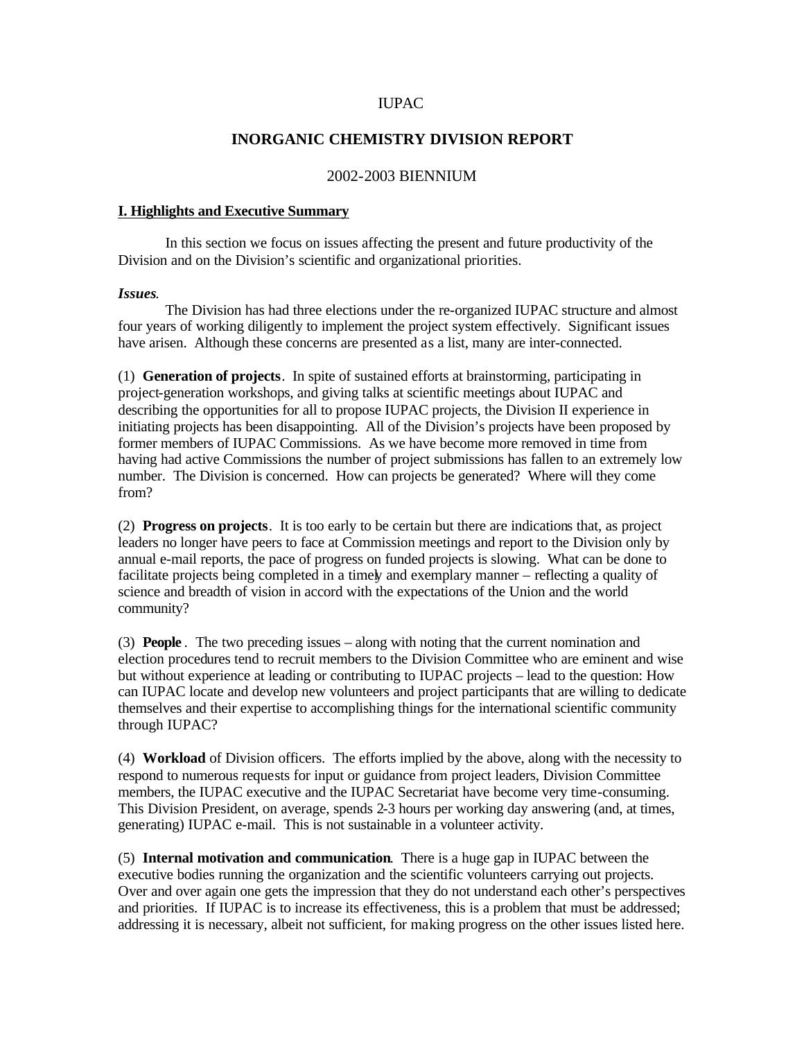# IUPAC

## INORGANIC CHEMISTRY DIVISION REPORT

### 2002-2003 BIENNIUM

### I. Highlights and Executive Summary

In this section we focus on issues affecting the present and future productivity of the Division and on the Division's scientific and organizational priorities.

***Issues.***

The Division has had three elections under the re-organized IUPAC structure and almost four years of working diligently to implement the project system effectively. Significant issues have arisen. Although these concerns are presented as a list, many are inter-connected.

(1) **Generation of projects**. In spite of sustained efforts at brainstorming, participating in project-generation workshops, and giving talks at scientific meetings about IUPAC and describing the opportunities for all to propose IUPAC projects, the Division II experience in initiating projects has been disappointing. All of the Division's projects have been proposed by former members of IUPAC Commissions. As we have become more removed in time from having had active Commissions the number of project submissions has fallen to an extremely low number. The Division is concerned. How can projects be generated? Where will they come from?

(2) **Progress on projects**. It is too early to be certain but there are indications that, as project leaders no longer have peers to face at Commission meetings and report to the Division only by annual e-mail reports, the pace of progress on funded projects is slowing. What can be done to facilitate projects being completed in a timely and exemplary manner – reflecting a quality of science and breadth of vision in accord with the expectations of the Union and the world community?

(3) **People** . The two preceding issues – along with noting that the current nomination and election procedures tend to recruit members to the Division Committee who are eminent and wise but without experience at leading or contributing to IUPAC projects – lead to the question: How can IUPAC locate and develop new volunteers and project participants that are willing to dedicate themselves and their expertise to accomplishing things for the international scientific community through IUPAC?

(4) **Workload** of Division officers. The efforts implied by the above, along with the necessity to respond to numerous requests for input or guidance from project leaders, Division Committee members, the IUPAC executive and the IUPAC Secretariat have become very time-consuming. This Division President, on average, spends 2-3 hours per working day answering (and, at times, generating) IUPAC e-mail. This is not sustainable in a volunteer activity.

(5) **Internal motivation and communication**. There is a huge gap in IUPAC between the executive bodies running the organization and the scientific volunteers carrying out projects. Over and over again one gets the impression that they do not understand each other's perspectives and priorities. If IUPAC is to increase its effectiveness, this is a problem that must be addressed; addressing it is necessary, albeit not sufficient, for making progress on the other issues listed here.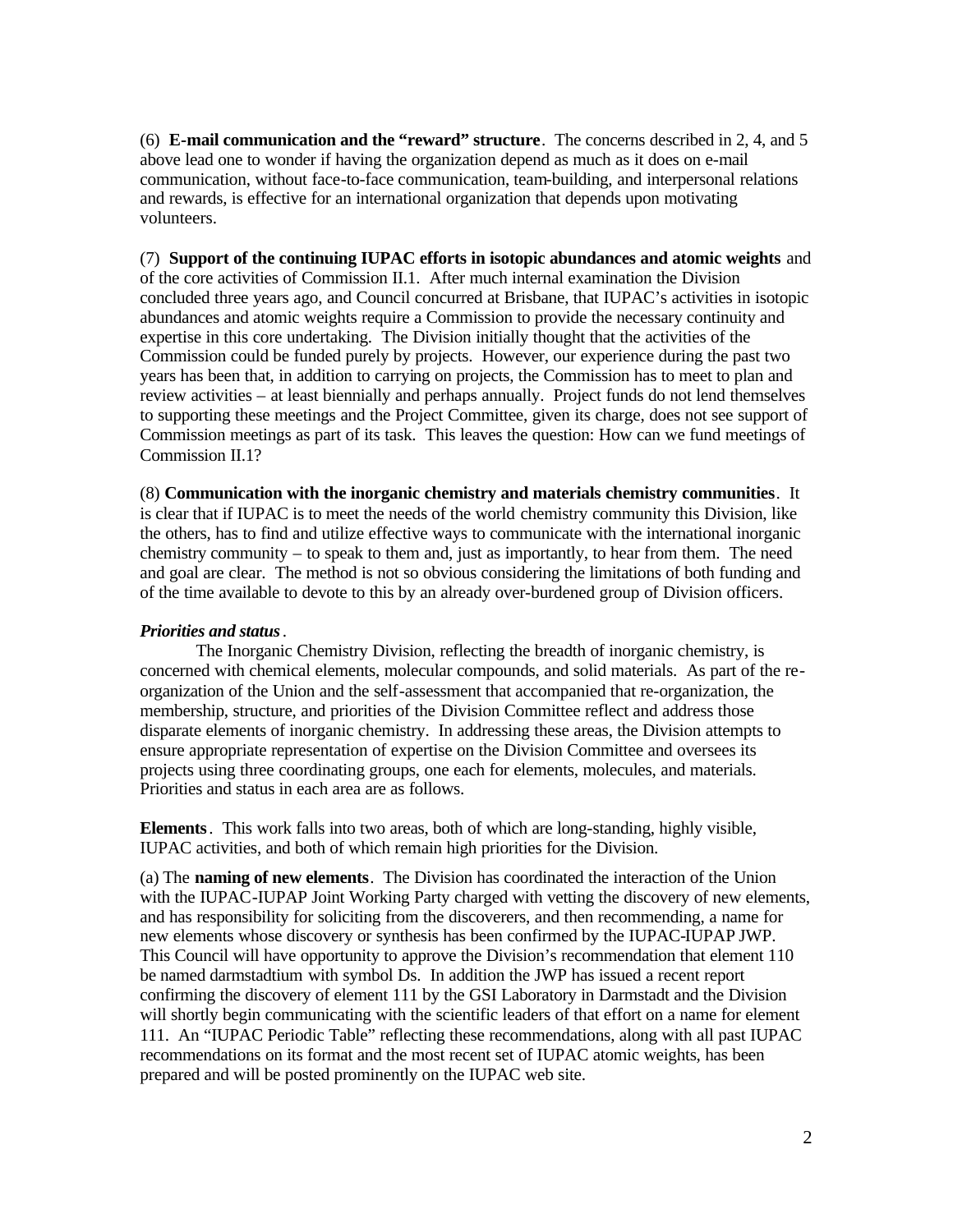(6) **E-mail communication and the "reward" structure**. The concerns described in 2, 4, and 5 above lead one to wonder if having the organization depend as much as it does on e-mail communication, without face-to-face communication, team-building, and interpersonal relations and rewards, is effective for an international organization that depends upon motivating volunteers.

(7) **Support of the continuing IUPAC efforts in isotopic abundances and atomic weights** and of the core activities of Commission II.1. After much internal examination the Division concluded three years ago, and Council concurred at Brisbane, that IUPAC's activities in isotopic abundances and atomic weights require a Commission to provide the necessary continuity and expertise in this core undertaking. The Division initially thought that the activities of the Commission could be funded purely by projects. However, our experience during the past two years has been that, in addition to carrying on projects, the Commission has to meet to plan and review activities – at least biennially and perhaps annually. Project funds do not lend themselves to supporting these meetings and the Project Committee, given its charge, does not see support of Commission meetings as part of its task. This leaves the question: How can we fund meetings of Commission II.1?

(8) **Communication with the inorganic chemistry and materials chemistry communities**. It is clear that if IUPAC is to meet the needs of the world chemistry community this Division, like the others, has to find and utilize effective ways to communicate with the international inorganic chemistry community – to speak to them and, just as importantly, to hear from them. The need and goal are clear. The method is not so obvious considering the limitations of both funding and of the time available to devote to this by an already over-burdened group of Division officers.

***Priorities and status***.

The Inorganic Chemistry Division, reflecting the breadth of inorganic chemistry, is concerned with chemical elements, molecular compounds, and solid materials. As part of the re-organization of the Union and the self-assessment that accompanied that re-organization, the membership, structure, and priorities of the Division Committee reflect and address those disparate elements of inorganic chemistry. In addressing these areas, the Division attempts to ensure appropriate representation of expertise on the Division Committee and oversees its projects using three coordinating groups, one each for elements, molecules, and materials. Priorities and status in each area are as follows.

**Elements**. This work falls into two areas, both of which are long-standing, highly visible, IUPAC activities, and both of which remain high priorities for the Division.

(a) The **naming of new elements**. The Division has coordinated the interaction of the Union with the IUPAC-IUPAP Joint Working Party charged with vetting the discovery of new elements, and has responsibility for soliciting from the discoverers, and then recommending, a name for new elements whose discovery or synthesis has been confirmed by the IUPAC-IUPAP JWP. This Council will have opportunity to approve the Division's recommendation that element 110 be named darmstadtium with symbol Ds. In addition the JWP has issued a recent report confirming the discovery of element 111 by the GSI Laboratory in Darmstadt and the Division will shortly begin communicating with the scientific leaders of that effort on a name for element 111. An "IUPAC Periodic Table" reflecting these recommendations, along with all past IUPAC recommendations on its format and the most recent set of IUPAC atomic weights, has been prepared and will be posted prominently on the IUPAC web site.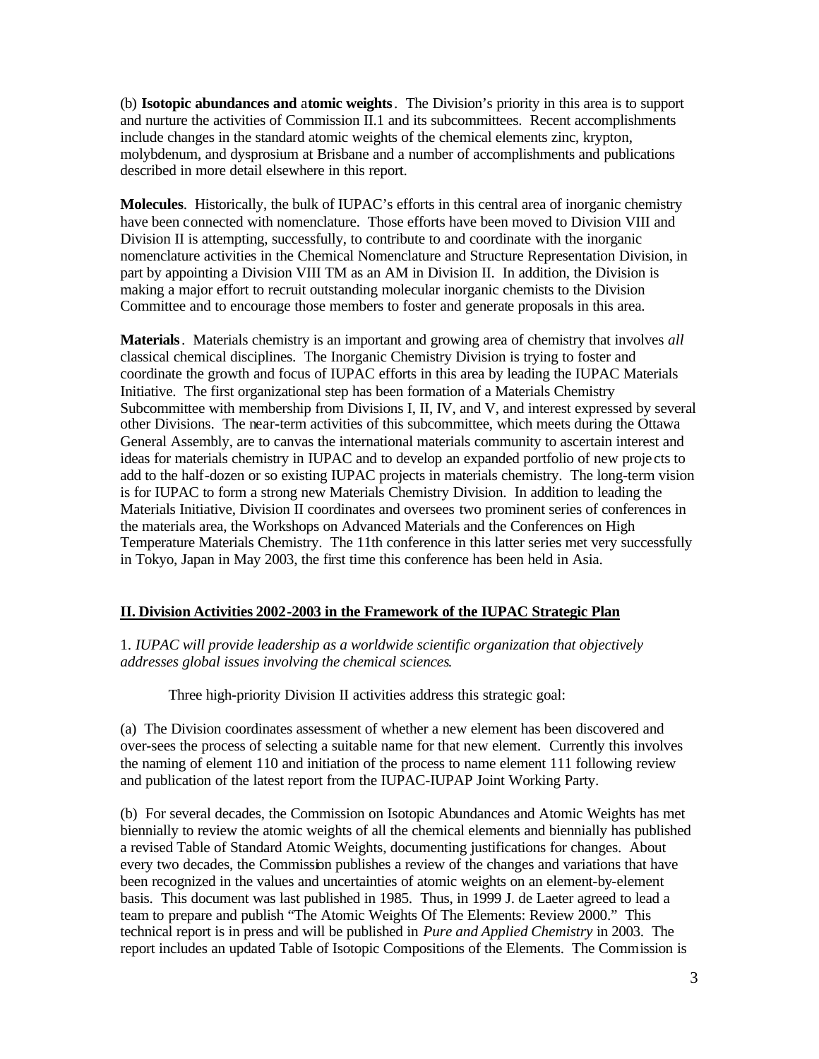(b) **Isotopic abundances and atomic weights**. The Division's priority in this area is to support and nurture the activities of Commission II.1 and its subcommittees. Recent accomplishments include changes in the standard atomic weights of the chemical elements zinc, krypton, molybdenum, and dysprosium at Brisbane and a number of accomplishments and publications described in more detail elsewhere in this report.

**Molecules**. Historically, the bulk of IUPAC's efforts in this central area of inorganic chemistry have been connected with nomenclature. Those efforts have been moved to Division VIII and Division II is attempting, successfully, to contribute to and coordinate with the inorganic nomenclature activities in the Chemical Nomenclature and Structure Representation Division, in part by appointing a Division VIII TM as an AM in Division II. In addition, the Division is making a major effort to recruit outstanding molecular inorganic chemists to the Division Committee and to encourage those members to foster and generate proposals in this area.

**Materials**. Materials chemistry is an important and growing area of chemistry that involves *all* classical chemical disciplines. The Inorganic Chemistry Division is trying to foster and coordinate the growth and focus of IUPAC efforts in this area by leading the IUPAC Materials Initiative. The first organizational step has been formation of a Materials Chemistry Subcommittee with membership from Divisions I, II, IV, and V, and interest expressed by several other Divisions. The near-term activities of this subcommittee, which meets during the Ottawa General Assembly, are to canvas the international materials community to ascertain interest and ideas for materials chemistry in IUPAC and to develop an expanded portfolio of new projects to add to the half-dozen or so existing IUPAC projects in materials chemistry. The long-term vision is for IUPAC to form a strong new Materials Chemistry Division. In addition to leading the Materials Initiative, Division II coordinates and oversees two prominent series of conferences in the materials area, the Workshops on Advanced Materials and the Conferences on High Temperature Materials Chemistry. The 11th conference in this latter series met very successfully in Tokyo, Japan in May 2003, the first time this conference has been held in Asia.

## II. Division Activities 2002-2003 in the Framework of the IUPAC Strategic Plan

1. *IUPAC will provide leadership as a worldwide scientific organization that objectively addresses global issues involving the chemical sciences.*

Three high-priority Division II activities address this strategic goal:

(a) The Division coordinates assessment of whether a new element has been discovered and over-sees the process of selecting a suitable name for that new element. Currently this involves the naming of element 110 and initiation of the process to name element 111 following review and publication of the latest report from the IUPAC-IUPAP Joint Working Party.

(b) For several decades, the Commission on Isotopic Abundances and Atomic Weights has met biennially to review the atomic weights of all the chemical elements and biennially has published a revised Table of Standard Atomic Weights, documenting justifications for changes. About every two decades, the Commission publishes a review of the changes and variations that have been recognized in the values and uncertainties of atomic weights on an element-by-element basis. This document was last published in 1985. Thus, in 1999 J. de Laeter agreed to lead a team to prepare and publish "The Atomic Weights Of The Elements: Review 2000." This technical report is in press and will be published in *Pure and Applied Chemistry* in 2003. The report includes an updated Table of Isotopic Compositions of the Elements. The Commission is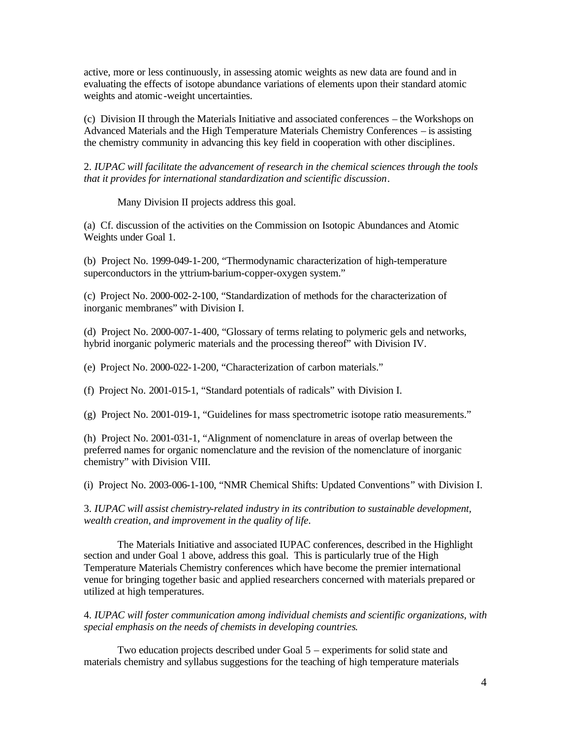active, more or less continuously, in assessing atomic weights as new data are found and in evaluating the effects of isotope abundance variations of elements upon their standard atomic weights and atomic-weight uncertainties.

(c) Division II through the Materials Initiative and associated conferences – the Workshops on Advanced Materials and the High Temperature Materials Chemistry Conferences – is assisting the chemistry community in advancing this key field in cooperation with other disciplines.

2. *IUPAC will facilitate the advancement of research in the chemical sciences through the tools that it provides for international standardization and scientific discussion*.

Many Division II projects address this goal.

(a) Cf. discussion of the activities on the Commission on Isotopic Abundances and Atomic Weights under Goal 1.

(b) Project No. 1999-049-1-200, "Thermodynamic characterization of high-temperature superconductors in the yttrium-barium-copper-oxygen system."

(c) Project No. 2000-002-2-100, "Standardization of methods for the characterization of inorganic membranes" with Division I.

(d) Project No. 2000-007-1-400, "Glossary of terms relating to polymeric gels and networks, hybrid inorganic polymeric materials and the processing thereof" with Division IV.

(e) Project No. 2000-022-1-200, "Characterization of carbon materials."

(f) Project No. 2001-015-1, "Standard potentials of radicals" with Division I.

(g) Project No. 2001-019-1, "Guidelines for mass spectrometric isotope ratio measurements."

(h) Project No. 2001-031-1, "Alignment of nomenclature in areas of overlap between the preferred names for organic nomenclature and the revision of the nomenclature of inorganic chemistry" with Division VIII.

(i) Project No. 2003-006-1-100, "NMR Chemical Shifts: Updated Conventions" with Division I.

3. *IUPAC will assist chemistry-related industry in its contribution to sustainable development, wealth creation, and improvement in the quality of life*.

The Materials Initiative and associated IUPAC conferences, described in the Highlight section and under Goal 1 above, address this goal. This is particularly true of the High Temperature Materials Chemistry conferences which have become the premier international venue for bringing together basic and applied researchers concerned with materials prepared or utilized at high temperatures.

4. *IUPAC will foster communication among individual chemists and scientific organizations, with special emphasis on the needs of chemists in developing countries*.

Two education projects described under Goal 5 – experiments for solid state and materials chemistry and syllabus suggestions for the teaching of high temperature materials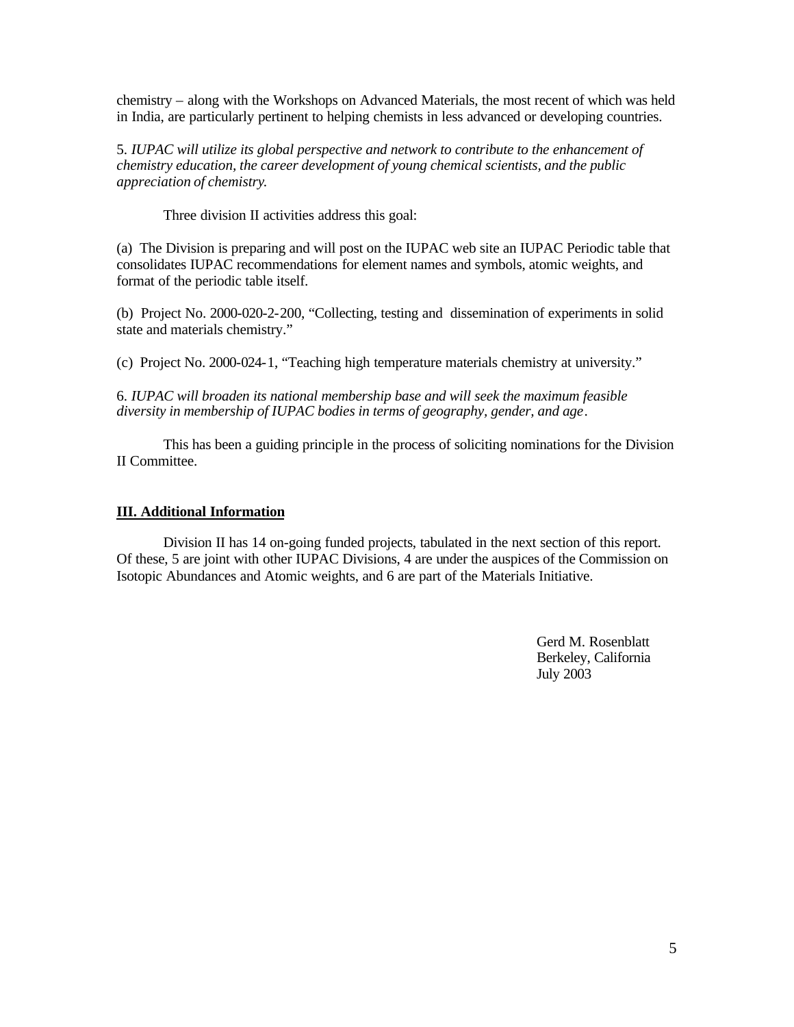chemistry – along with the Workshops on Advanced Materials, the most recent of which was held in India, are particularly pertinent to helping chemists in less advanced or developing countries.

5. *IUPAC will utilize its global perspective and network to contribute to the enhancement of chemistry education, the career development of young chemical scientists, and the public appreciation of chemistry.*

Three division II activities address this goal:

(a) The Division is preparing and will post on the IUPAC web site an IUPAC Periodic table that consolidates IUPAC recommendations for element names and symbols, atomic weights, and format of the periodic table itself.

(b) Project No. 2000-020-2-200, "Collecting, testing and dissemination of experiments in solid state and materials chemistry."

(c) Project No. 2000-024-1, "Teaching high temperature materials chemistry at university."

6. *IUPAC will broaden its national membership base and will seek the maximum feasible diversity in membership of IUPAC bodies in terms of geography, gender, and age.*

This has been a guiding principle in the process of soliciting nominations for the Division II Committee.

## III. Additional Information

Division II has 14 on-going funded projects, tabulated in the next section of this report. Of these, 5 are joint with other IUPAC Divisions, 4 are under the auspices of the Commission on Isotopic Abundances and Atomic weights, and 6 are part of the Materials Initiative.

Gerd M. Rosenblatt
Berkeley, California
July 2003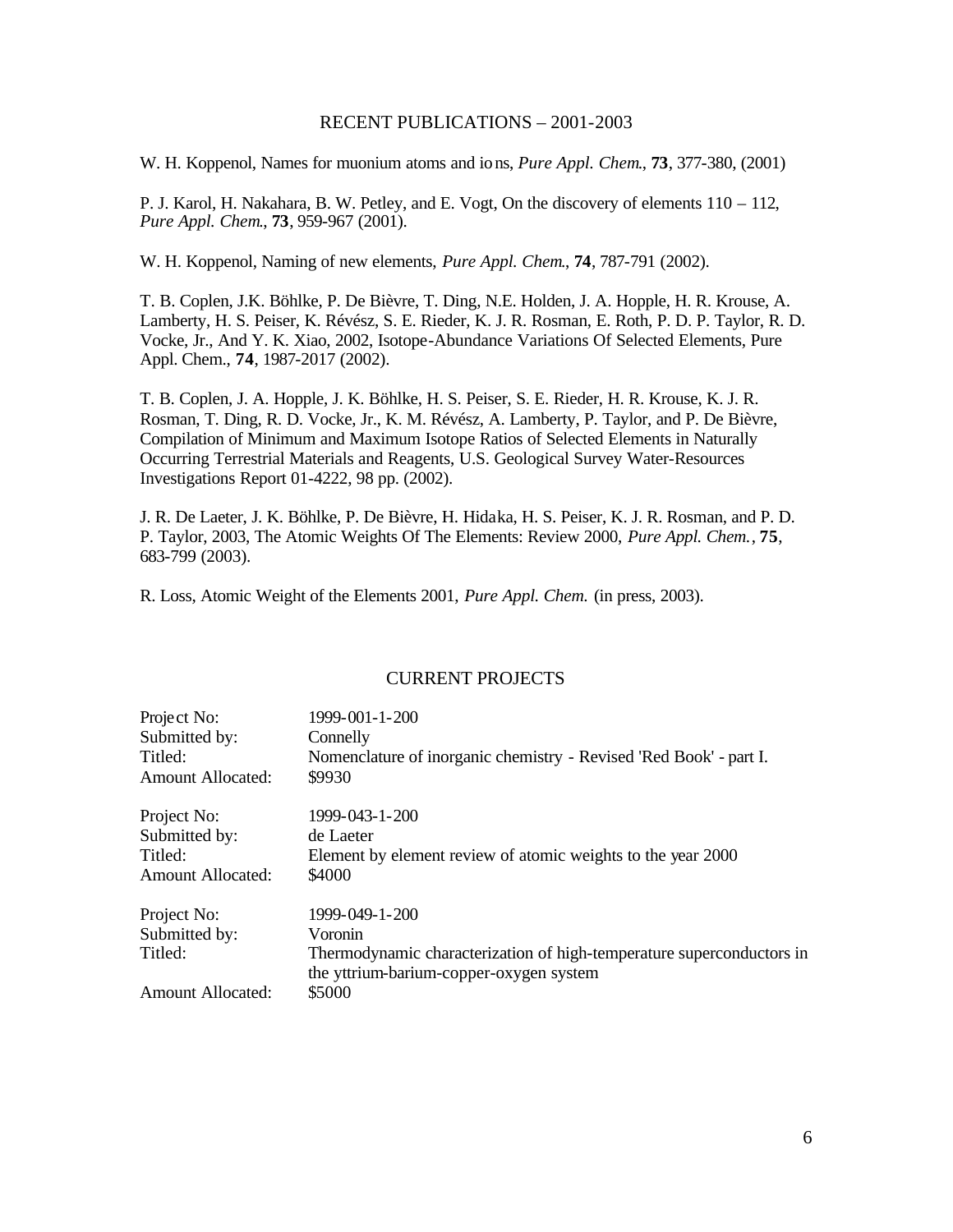## RECENT PUBLICATIONS – 2001-2003

W. H. Koppenol, Names for muonium atoms and ions, *Pure Appl. Chem.*, **73**, 377-380, (2001)

P. J. Karol, H. Nakahara, B. W. Petley, and E. Vogt, On the discovery of elements 110 – 112, *Pure Appl. Chem.*, **73**, 959-967 (2001).

W. H. Koppenol, Naming of new elements, *Pure Appl. Chem.*, **74**, 787-791 (2002).

T. B. Coplen, J.K. Böhlke, P. De Bièvre, T. Ding, N.E. Holden, J. A. Hopple, H. R. Krouse, A. Lamberty, H. S. Peiser, K. Révész, S. E. Rieder, K. J. R. Rosman, E. Roth, P. D. P. Taylor, R. D. Vocke, Jr., And Y. K. Xiao, 2002, Isotope-Abundance Variations Of Selected Elements, Pure Appl. Chem., **74**, 1987-2017 (2002).

T. B. Coplen, J. A. Hopple, J. K. Böhlke, H. S. Peiser, S. E. Rieder, H. R. Krouse, K. J. R. Rosman, T. Ding, R. D. Vocke, Jr., K. M. Révész, A. Lamberty, P. Taylor, and P. De Bièvre, Compilation of Minimum and Maximum Isotope Ratios of Selected Elements in Naturally Occurring Terrestrial Materials and Reagents, U.S. Geological Survey Water-Resources Investigations Report 01-4222, 98 pp. (2002).

J. R. De Laeter, J. K. Böhlke, P. De Bièvre, H. Hidaka, H. S. Peiser, K. J. R. Rosman, and P. D. P. Taylor, 2003, The Atomic Weights Of The Elements: Review 2000, *Pure Appl. Chem.*, **75**, 683-799 (2003).

R. Loss, Atomic Weight of the Elements 2001, *Pure Appl. Chem.* (in press, 2003).

## CURRENT PROJECTS

| | |
|---|---|
| Project No: | 1999-001-1-200 |
| Submitted by: | Connelly |
| Titled: | Nomenclature of inorganic chemistry - Revised 'Red Book' - part I. |
| Amount Allocated: | $9930 |

| | |
|---|---|
| Project No: | 1999-043-1-200 |
| Submitted by: | de Laeter |
| Titled: | Element by element review of atomic weights to the year 2000 |
| Amount Allocated: | $4000 |

| | |
|---|---|
| Project No: | 1999-049-1-200 |
| Submitted by: | Voronin |
| Titled: | Thermodynamic characterization of high-temperature superconductors in the yttrium-barium-copper-oxygen system |
| Amount Allocated: | $5000 |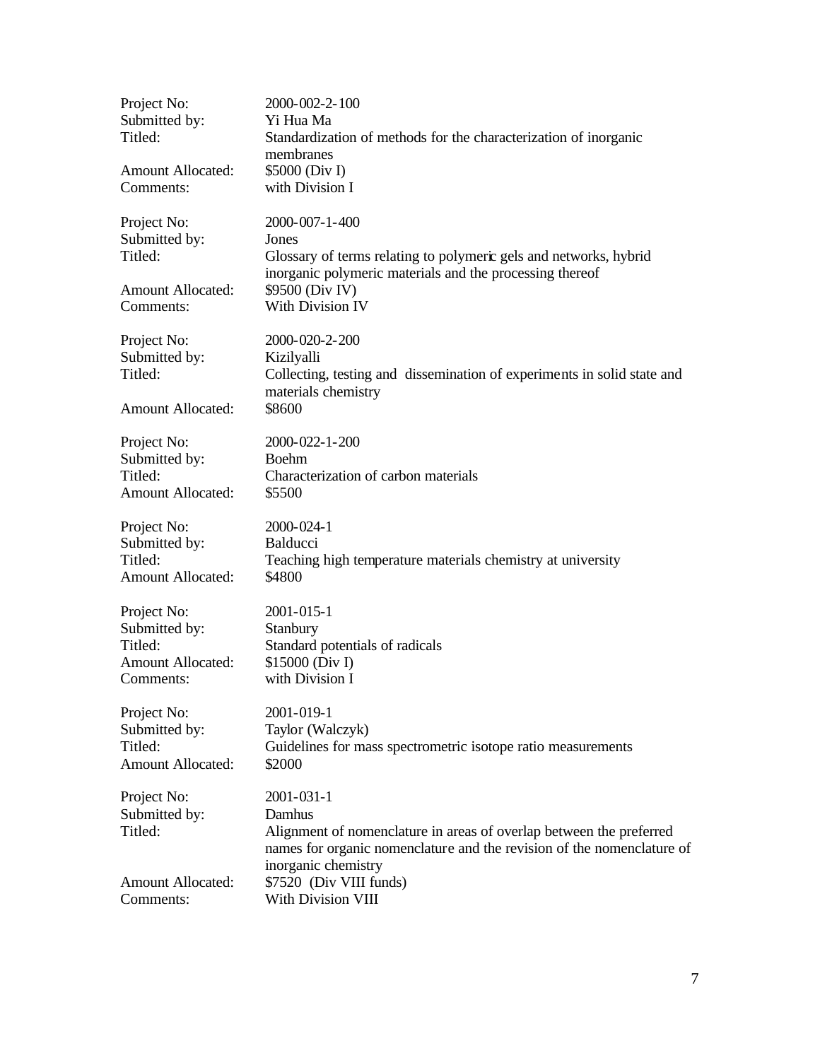Project No: 2000-002-2-100
Submitted by: Yi Hua Ma
Titled: Standardization of methods for the characterization of inorganic membranes
Amount Allocated: $5000 (Div I)
Comments: with Division I

Project No: 2000-007-1-400
Submitted by: Jones
Titled: Glossary of terms relating to polymeric gels and networks, hybrid inorganic polymeric materials and the processing thereof
Amount Allocated: $9500 (Div IV)
Comments: With Division IV

Project No: 2000-020-2-200
Submitted by: Kizilyalli
Titled: Collecting, testing and dissemination of experiments in solid state and materials chemistry
Amount Allocated: $8600

Project No: 2000-022-1-200
Submitted by: Boehm
Titled: Characterization of carbon materials
Amount Allocated: $5500

Project No: 2000-024-1
Submitted by: Balducci
Titled: Teaching high temperature materials chemistry at university
Amount Allocated: $4800

Project No: 2001-015-1
Submitted by: Stanbury
Titled: Standard potentials of radicals
Amount Allocated: $15000 (Div I)
Comments: with Division I

Project No: 2001-019-1
Submitted by: Taylor (Walczyk)
Titled: Guidelines for mass spectrometric isotope ratio measurements
Amount Allocated: $2000

Project No: 2001-031-1
Submitted by: Damhus
Titled: Alignment of nomenclature in areas of overlap between the preferred names for organic nomenclature and the revision of the nomenclature of inorganic chemistry
Amount Allocated: $7520 (Div VIII funds)
Comments: With Division VIII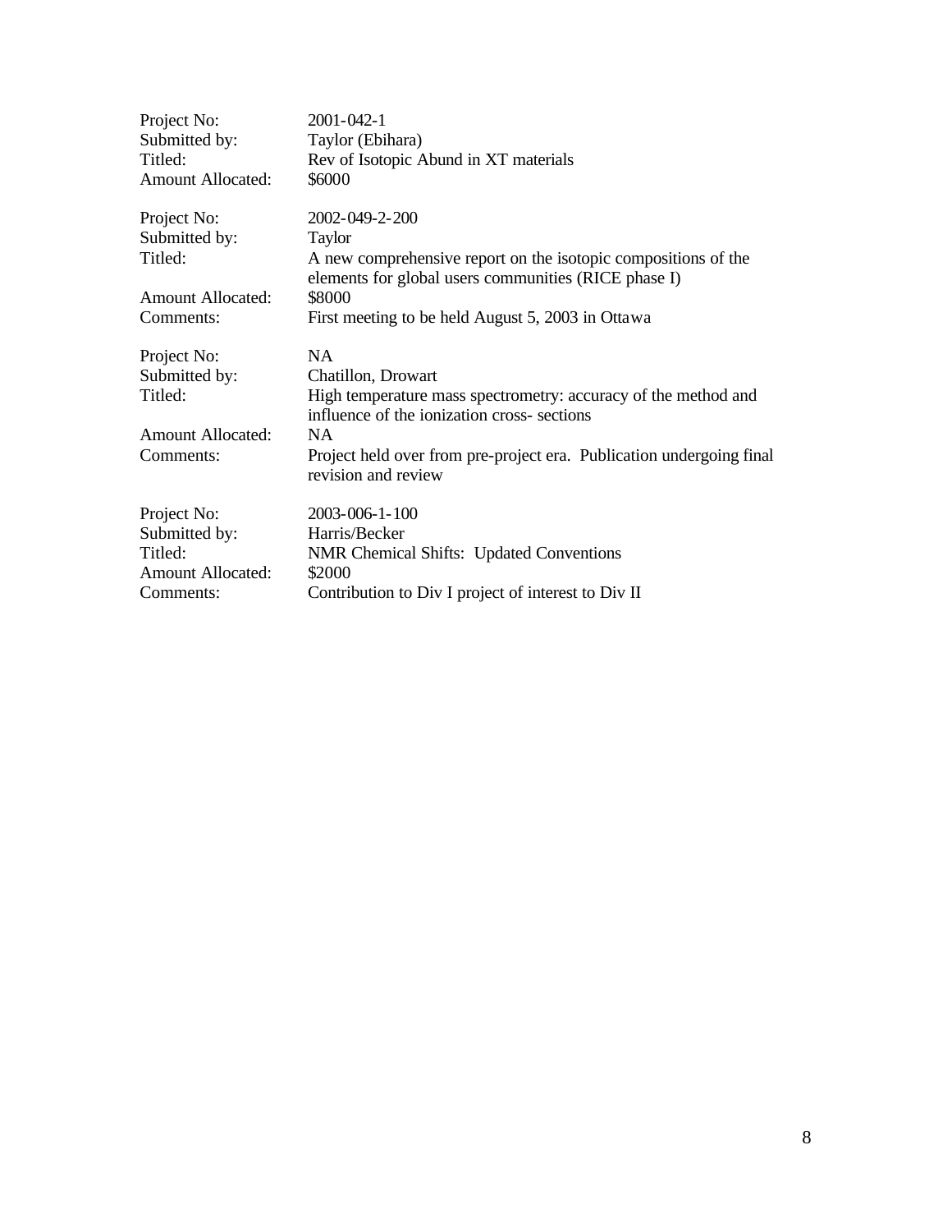| | |
|---|---|
| Project No: | 2001-042-1 |
| Submitted by: | Taylor (Ebihara) |
| Titled: | Rev of Isotopic Abund in XT materials |
| Amount Allocated: | $6000 |

| | |
|---|---|
| Project No: | 2002-049-2-200 |
| Submitted by: | Taylor |
| Titled: | A new comprehensive report on the isotopic compositions of the elements for global users communities (RICE phase I) |
| Amount Allocated: | $8000 |
| Comments: | First meeting to be held August 5, 2003 in Ottawa |

| | |
|---|---|
| Project No: | NA |
| Submitted by: | Chatillon, Drowart |
| Titled: | High temperature mass spectrometry: accuracy of the method and influence of the ionization cross- sections |
| Amount Allocated: | NA |
| Comments: | Project held over from pre-project era. Publication undergoing final revision and review |

| | |
|---|---|
| Project No: | 2003-006-1-100 |
| Submitted by: | Harris/Becker |
| Titled: | NMR Chemical Shifts: Updated Conventions |
| Amount Allocated: | $2000 |
| Comments: | Contribution to Div I project of interest to Div II |